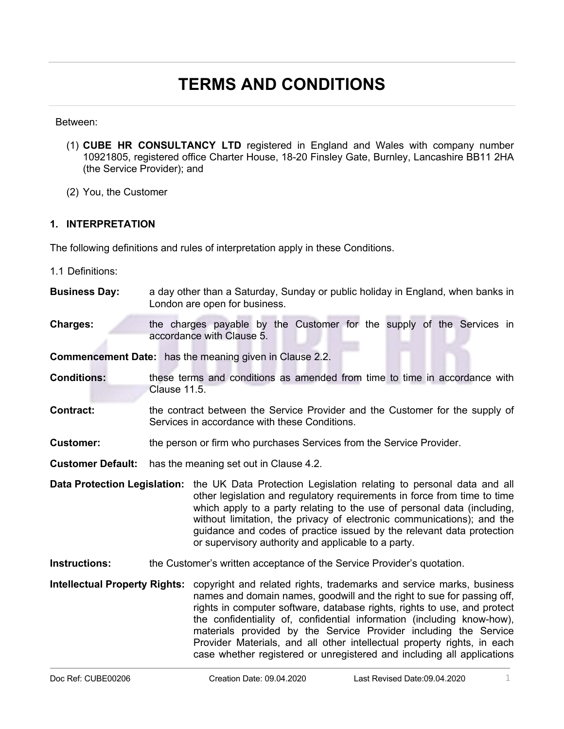# TERMS AND CONDITIONS

Between:

(1) **CUBE HR CONSULTANCY LTD** registered in England and Wales with company number 10921805, registered office Charter House, 18-20 Finsley Gate, Burnley, Lancashire BB11 2HA (the Service Provider); and

(2) You, the Customer

### 1. INTERPRETATION

The following definitions and rules of interpretation apply in these Conditions.

1.1 Definitions:

**Business Day:** a day other than a Saturday, Sunday or public holiday in England, when banks in London are open for business.

**Charges:** the charges payable by the Customer for the supply of the Services in accordance with Clause 5.

**Commencement Date:** has the meaning given in Clause 2.2.

**Conditions:** these terms and conditions as amended from time to time in accordance with Clause 11.5.

**Contract:** the contract between the Service Provider and the Customer for the supply of Services in accordance with these Conditions.

**Customer:** the person or firm who purchases Services from the Service Provider.

**Customer Default:** has the meaning set out in Clause 4.2.

**Data Protection Legislation:** the UK Data Protection Legislation relating to personal data and all other legislation and regulatory requirements in force from time to time which apply to a party relating to the use of personal data (including, without limitation, the privacy of electronic communications); and the guidance and codes of practice issued by the relevant data protection or supervisory authority and applicable to a party.

**Instructions:** the Customer's written acceptance of the Service Provider's quotation.

**Intellectual Property Rights:** copyright and related rights, trademarks and service marks, business names and domain names, goodwill and the right to sue for passing off, rights in computer software, database rights, rights to use, and protect the confidentiality of, confidential information (including know-how), materials provided by the Service Provider including the Service Provider Materials, and all other intellectual property rights, in each case whether registered or unregistered and including all applications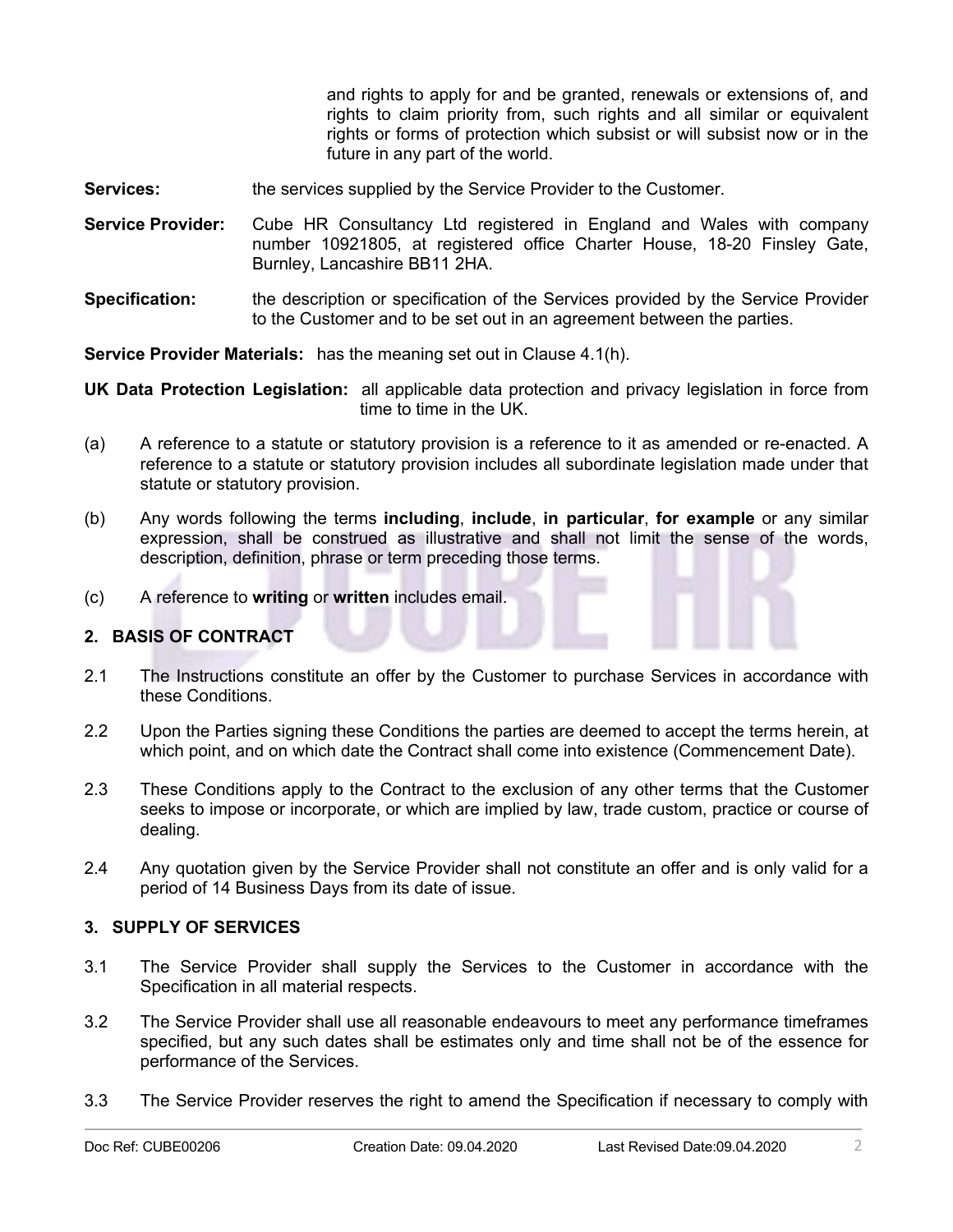and rights to apply for and be granted, renewals or extensions of, and rights to claim priority from, such rights and all similar or equivalent rights or forms of protection which subsist or will subsist now or in the future in any part of the world.

**Services:** the services supplied by the Service Provider to the Customer.

**Service Provider:** Cube HR Consultancy Ltd registered in England and Wales with company number 10921805, at registered office Charter House, 18-20 Finsley Gate, Burnley, Lancashire BB11 2HA.

**Specification:** the description or specification of the Services provided by the Service Provider to the Customer and to be set out in an agreement between the parties.

**Service Provider Materials:** has the meaning set out in Clause 4.1(h).

**UK Data Protection Legislation:** all applicable data protection and privacy legislation in force from time to time in the UK.

(a) A reference to a statute or statutory provision is a reference to it as amended or re-enacted. A reference to a statute or statutory provision includes all subordinate legislation made under that statute or statutory provision.

(b) Any words following the terms **including**, **include**, **in particular**, **for example** or any similar expression, shall be construed as illustrative and shall not limit the sense of the words, description, definition, phrase or term preceding those terms.

(c) A reference to **writing** or **written** includes email.

## 2. BASIS OF CONTRACT

2.1 The Instructions constitute an offer by the Customer to purchase Services in accordance with these Conditions.

2.2 Upon the Parties signing these Conditions the parties are deemed to accept the terms herein, at which point, and on which date the Contract shall come into existence (Commencement Date).

2.3 These Conditions apply to the Contract to the exclusion of any other terms that the Customer seeks to impose or incorporate, or which are implied by law, trade custom, practice or course of dealing.

2.4 Any quotation given by the Service Provider shall not constitute an offer and is only valid for a period of 14 Business Days from its date of issue.

## 3. SUPPLY OF SERVICES

3.1 The Service Provider shall supply the Services to the Customer in accordance with the Specification in all material respects.

3.2 The Service Provider shall use all reasonable endeavours to meet any performance timeframes specified, but any such dates shall be estimates only and time shall not be of the essence for performance of the Services.

3.3 The Service Provider reserves the right to amend the Specification if necessary to comply with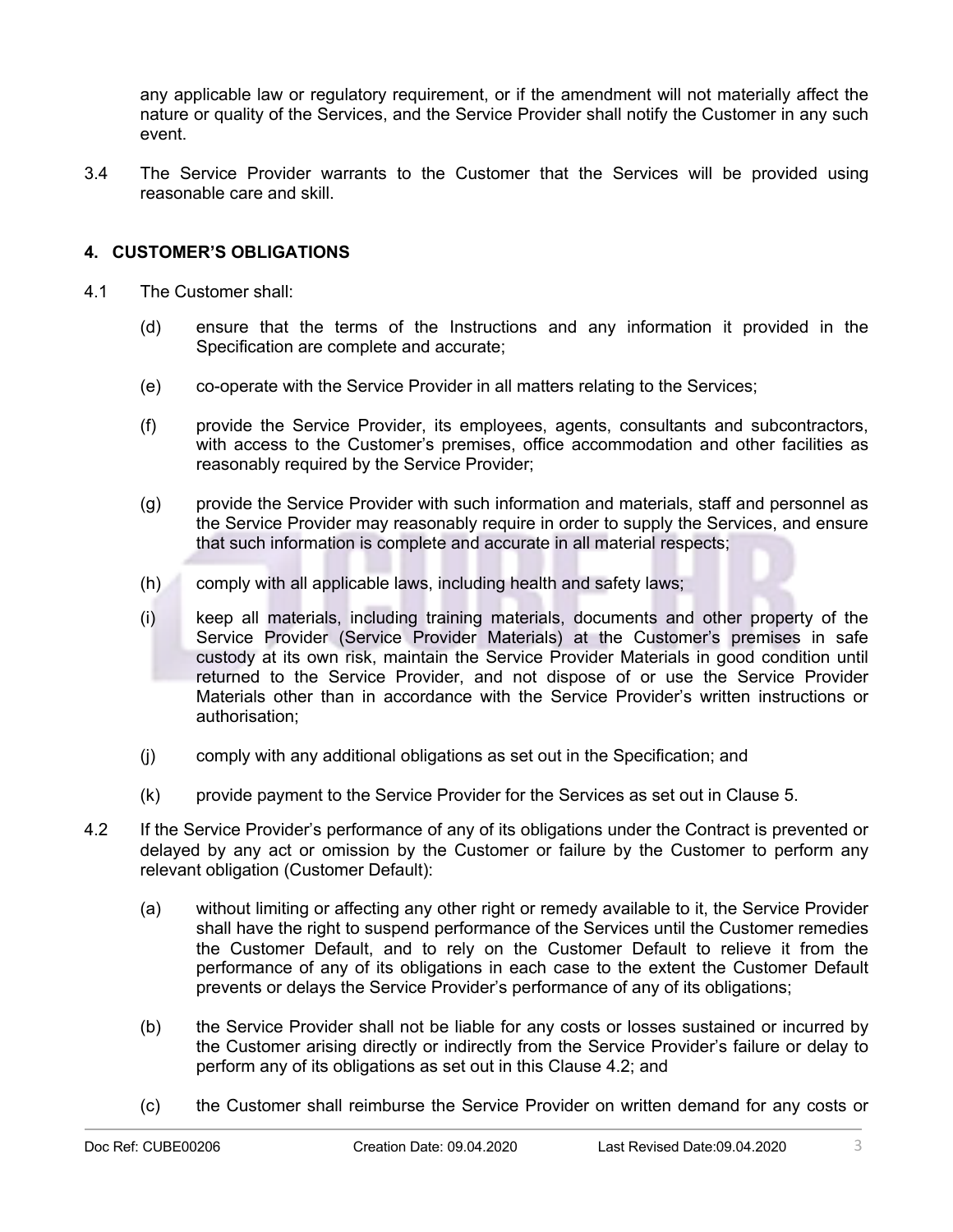any applicable law or regulatory requirement, or if the amendment will not materially affect the nature or quality of the Services, and the Service Provider shall notify the Customer in any such event.

3.4 The Service Provider warrants to the Customer that the Services will be provided using reasonable care and skill.

## 4. CUSTOMER'S OBLIGATIONS

4.1 The Customer shall:

(d) ensure that the terms of the Instructions and any information it provided in the Specification are complete and accurate;

(e) co-operate with the Service Provider in all matters relating to the Services;

(f) provide the Service Provider, its employees, agents, consultants and subcontractors, with access to the Customer's premises, office accommodation and other facilities as reasonably required by the Service Provider;

(g) provide the Service Provider with such information and materials, staff and personnel as the Service Provider may reasonably require in order to supply the Services, and ensure that such information is complete and accurate in all material respects;

(h) comply with all applicable laws, including health and safety laws;

(i) keep all materials, including training materials, documents and other property of the Service Provider (Service Provider Materials) at the Customer's premises in safe custody at its own risk, maintain the Service Provider Materials in good condition until returned to the Service Provider, and not dispose of or use the Service Provider Materials other than in accordance with the Service Provider's written instructions or authorisation;

(j) comply with any additional obligations as set out in the Specification; and

(k) provide payment to the Service Provider for the Services as set out in Clause 5.

4.2 If the Service Provider's performance of any of its obligations under the Contract is prevented or delayed by any act or omission by the Customer or failure by the Customer to perform any relevant obligation (Customer Default):

(a) without limiting or affecting any other right or remedy available to it, the Service Provider shall have the right to suspend performance of the Services until the Customer remedies the Customer Default, and to rely on the Customer Default to relieve it from the performance of any of its obligations in each case to the extent the Customer Default prevents or delays the Service Provider's performance of any of its obligations;

(b) the Service Provider shall not be liable for any costs or losses sustained or incurred by the Customer arising directly or indirectly from the Service Provider's failure or delay to perform any of its obligations as set out in this Clause 4.2; and

(c) the Customer shall reimburse the Service Provider on written demand for any costs or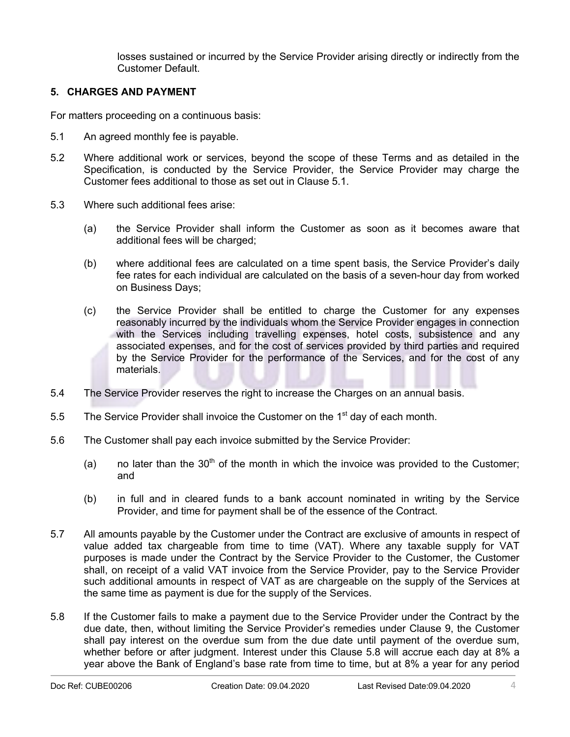losses sustained or incurred by the Service Provider arising directly or indirectly from the Customer Default.

## 5. CHARGES AND PAYMENT

For matters proceeding on a continuous basis:

5.1 An agreed monthly fee is payable.

5.2 Where additional work or services, beyond the scope of these Terms and as detailed in the Specification, is conducted by the Service Provider, the Service Provider may charge the Customer fees additional to those as set out in Clause 5.1.

5.3 Where such additional fees arise:

(a) the Service Provider shall inform the Customer as soon as it becomes aware that additional fees will be charged;

(b) where additional fees are calculated on a time spent basis, the Service Provider's daily fee rates for each individual are calculated on the basis of a seven-hour day from worked on Business Days;

(c) the Service Provider shall be entitled to charge the Customer for any expenses reasonably incurred by the individuals whom the Service Provider engages in connection with the Services including travelling expenses, hotel costs, subsistence and any associated expenses, and for the cost of services provided by third parties and required by the Service Provider for the performance of the Services, and for the cost of any materials.

5.4 The Service Provider reserves the right to increase the Charges on an annual basis.

5.5 The Service Provider shall invoice the Customer on the 1st day of each month.

5.6 The Customer shall pay each invoice submitted by the Service Provider:

(a) no later than the 30th of the month in which the invoice was provided to the Customer; and

(b) in full and in cleared funds to a bank account nominated in writing by the Service Provider, and time for payment shall be of the essence of the Contract.

5.7 All amounts payable by the Customer under the Contract are exclusive of amounts in respect of value added tax chargeable from time to time (VAT). Where any taxable supply for VAT purposes is made under the Contract by the Service Provider to the Customer, the Customer shall, on receipt of a valid VAT invoice from the Service Provider, pay to the Service Provider such additional amounts in respect of VAT as are chargeable on the supply of the Services at the same time as payment is due for the supply of the Services.

5.8 If the Customer fails to make a payment due to the Service Provider under the Contract by the due date, then, without limiting the Service Provider's remedies under Clause 9, the Customer shall pay interest on the overdue sum from the due date until payment of the overdue sum, whether before or after judgment. Interest under this Clause 5.8 will accrue each day at 8% a year above the Bank of England's base rate from time to time, but at 8% a year for any period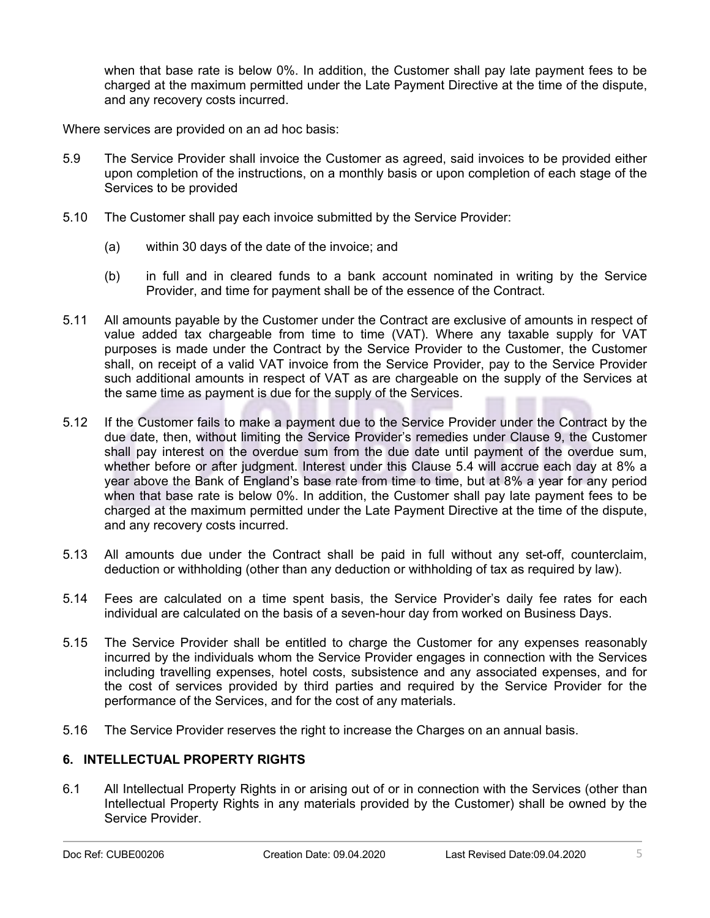when that base rate is below 0%. In addition, the Customer shall pay late payment fees to be charged at the maximum permitted under the Late Payment Directive at the time of the dispute, and any recovery costs incurred.

Where services are provided on an ad hoc basis:

5.9 The Service Provider shall invoice the Customer as agreed, said invoices to be provided either upon completion of the instructions, on a monthly basis or upon completion of each stage of the Services to be provided

5.10 The Customer shall pay each invoice submitted by the Service Provider:

(a) within 30 days of the date of the invoice; and

(b) in full and in cleared funds to a bank account nominated in writing by the Service Provider, and time for payment shall be of the essence of the Contract.

5.11 All amounts payable by the Customer under the Contract are exclusive of amounts in respect of value added tax chargeable from time to time (VAT). Where any taxable supply for VAT purposes is made under the Contract by the Service Provider to the Customer, the Customer shall, on receipt of a valid VAT invoice from the Service Provider, pay to the Service Provider such additional amounts in respect of VAT as are chargeable on the supply of the Services at the same time as payment is due for the supply of the Services.

5.12 If the Customer fails to make a payment due to the Service Provider under the Contract by the due date, then, without limiting the Service Provider's remedies under Clause 9, the Customer shall pay interest on the overdue sum from the due date until payment of the overdue sum, whether before or after judgment. Interest under this Clause 5.4 will accrue each day at 8% a year above the Bank of England's base rate from time to time, but at 8% a year for any period when that base rate is below 0%. In addition, the Customer shall pay late payment fees to be charged at the maximum permitted under the Late Payment Directive at the time of the dispute, and any recovery costs incurred.

5.13 All amounts due under the Contract shall be paid in full without any set-off, counterclaim, deduction or withholding (other than any deduction or withholding of tax as required by law).

5.14 Fees are calculated on a time spent basis, the Service Provider's daily fee rates for each individual are calculated on the basis of a seven-hour day from worked on Business Days.

5.15 The Service Provider shall be entitled to charge the Customer for any expenses reasonably incurred by the individuals whom the Service Provider engages in connection with the Services including travelling expenses, hotel costs, subsistence and any associated expenses, and for the cost of services provided by third parties and required by the Service Provider for the performance of the Services, and for the cost of any materials.

5.16 The Service Provider reserves the right to increase the Charges on an annual basis.

## 6. INTELLECTUAL PROPERTY RIGHTS

6.1 All Intellectual Property Rights in or arising out of or in connection with the Services (other than Intellectual Property Rights in any materials provided by the Customer) shall be owned by the Service Provider.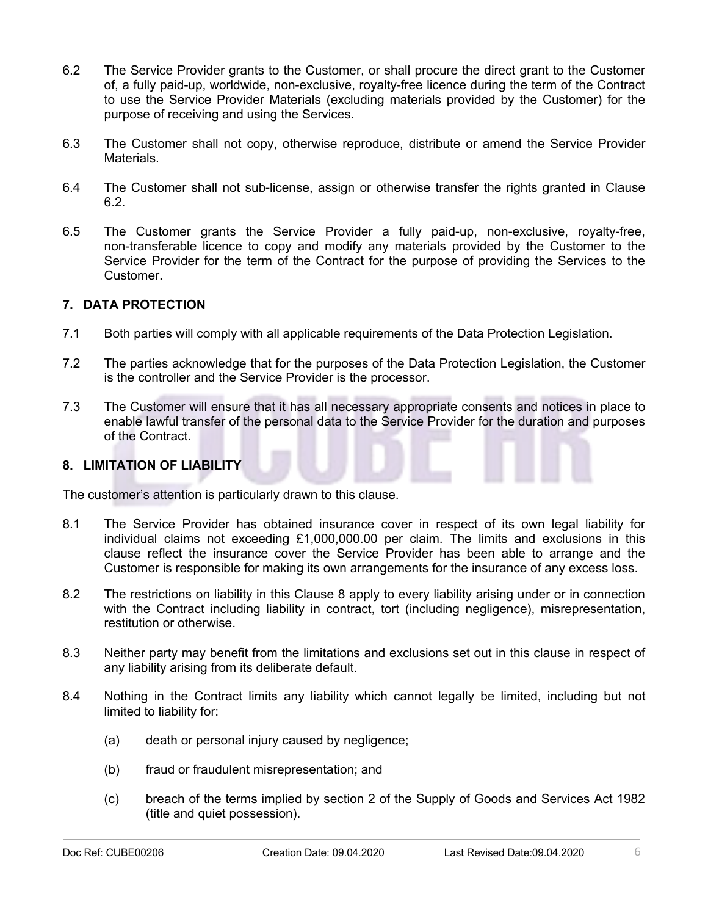6.2 The Service Provider grants to the Customer, or shall procure the direct grant to the Customer of, a fully paid-up, worldwide, non-exclusive, royalty-free licence during the term of the Contract to use the Service Provider Materials (excluding materials provided by the Customer) for the purpose of receiving and using the Services.

6.3 The Customer shall not copy, otherwise reproduce, distribute or amend the Service Provider Materials.

6.4 The Customer shall not sub-license, assign or otherwise transfer the rights granted in Clause 6.2.

6.5 The Customer grants the Service Provider a fully paid-up, non-exclusive, royalty-free, non-transferable licence to copy and modify any materials provided by the Customer to the Service Provider for the term of the Contract for the purpose of providing the Services to the Customer.

## 7. DATA PROTECTION

7.1 Both parties will comply with all applicable requirements of the Data Protection Legislation.

7.2 The parties acknowledge that for the purposes of the Data Protection Legislation, the Customer is the controller and the Service Provider is the processor.

7.3 The Customer will ensure that it has all necessary appropriate consents and notices in place to enable lawful transfer of the personal data to the Service Provider for the duration and purposes of the Contract.

## 8. LIMITATION OF LIABILITY

The customer's attention is particularly drawn to this clause.

8.1 The Service Provider has obtained insurance cover in respect of its own legal liability for individual claims not exceeding £1,000,000.00 per claim. The limits and exclusions in this clause reflect the insurance cover the Service Provider has been able to arrange and the Customer is responsible for making its own arrangements for the insurance of any excess loss.

8.2 The restrictions on liability in this Clause 8 apply to every liability arising under or in connection with the Contract including liability in contract, tort (including negligence), misrepresentation, restitution or otherwise.

8.3 Neither party may benefit from the limitations and exclusions set out in this clause in respect of any liability arising from its deliberate default.

8.4 Nothing in the Contract limits any liability which cannot legally be limited, including but not limited to liability for:

(a) death or personal injury caused by negligence;

(b) fraud or fraudulent misrepresentation; and

(c) breach of the terms implied by section 2 of the Supply of Goods and Services Act 1982 (title and quiet possession).

Doc Ref: CUBE00206 Creation Date: 09.04.2020 Last Revised Date:09.04.2020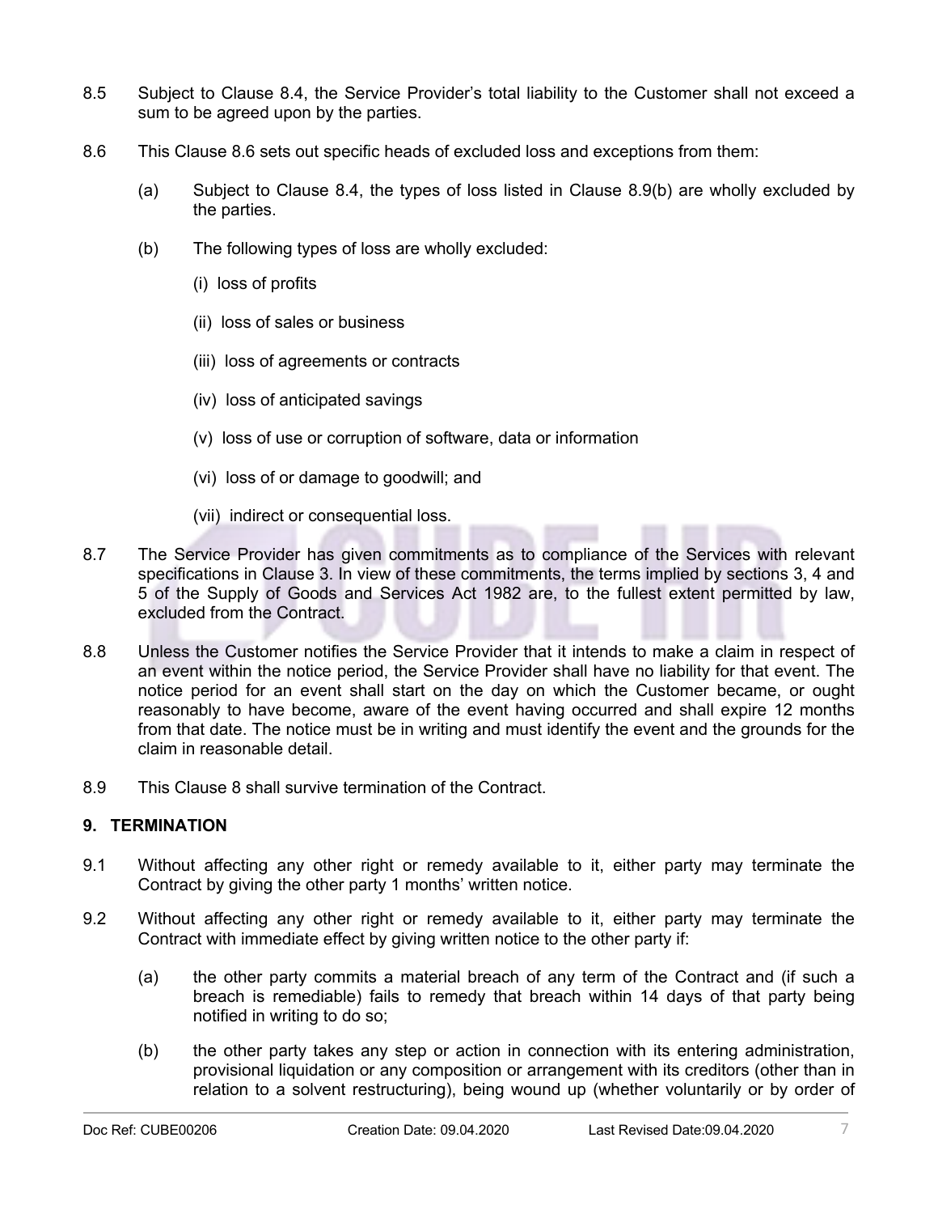8.5 Subject to Clause 8.4, the Service Provider's total liability to the Customer shall not exceed a sum to be agreed upon by the parties.

8.6 This Clause 8.6 sets out specific heads of excluded loss and exceptions from them:

(a) Subject to Clause 8.4, the types of loss listed in Clause 8.9(b) are wholly excluded by the parties.

(b) The following types of loss are wholly excluded:

(i) loss of profits

(ii) loss of sales or business

(iii) loss of agreements or contracts

(iv) loss of anticipated savings

(v) loss of use or corruption of software, data or information

(vi) loss of or damage to goodwill; and

(vii) indirect or consequential loss.

8.7 The Service Provider has given commitments as to compliance of the Services with relevant specifications in Clause 3. In view of these commitments, the terms implied by sections 3, 4 and 5 of the Supply of Goods and Services Act 1982 are, to the fullest extent permitted by law, excluded from the Contract.

8.8 Unless the Customer notifies the Service Provider that it intends to make a claim in respect of an event within the notice period, the Service Provider shall have no liability for that event. The notice period for an event shall start on the day on which the Customer became, or ought reasonably to have become, aware of the event having occurred and shall expire 12 months from that date. The notice must be in writing and must identify the event and the grounds for the claim in reasonable detail.

8.9 This Clause 8 shall survive termination of the Contract.

## 9. TERMINATION

9.1 Without affecting any other right or remedy available to it, either party may terminate the Contract by giving the other party 1 months' written notice.

9.2 Without affecting any other right or remedy available to it, either party may terminate the Contract with immediate effect by giving written notice to the other party if:

(a) the other party commits a material breach of any term of the Contract and (if such a breach is remediable) fails to remedy that breach within 14 days of that party being notified in writing to do so;

(b) the other party takes any step or action in connection with its entering administration, provisional liquidation or any composition or arrangement with its creditors (other than in relation to a solvent restructuring), being wound up (whether voluntarily or by order of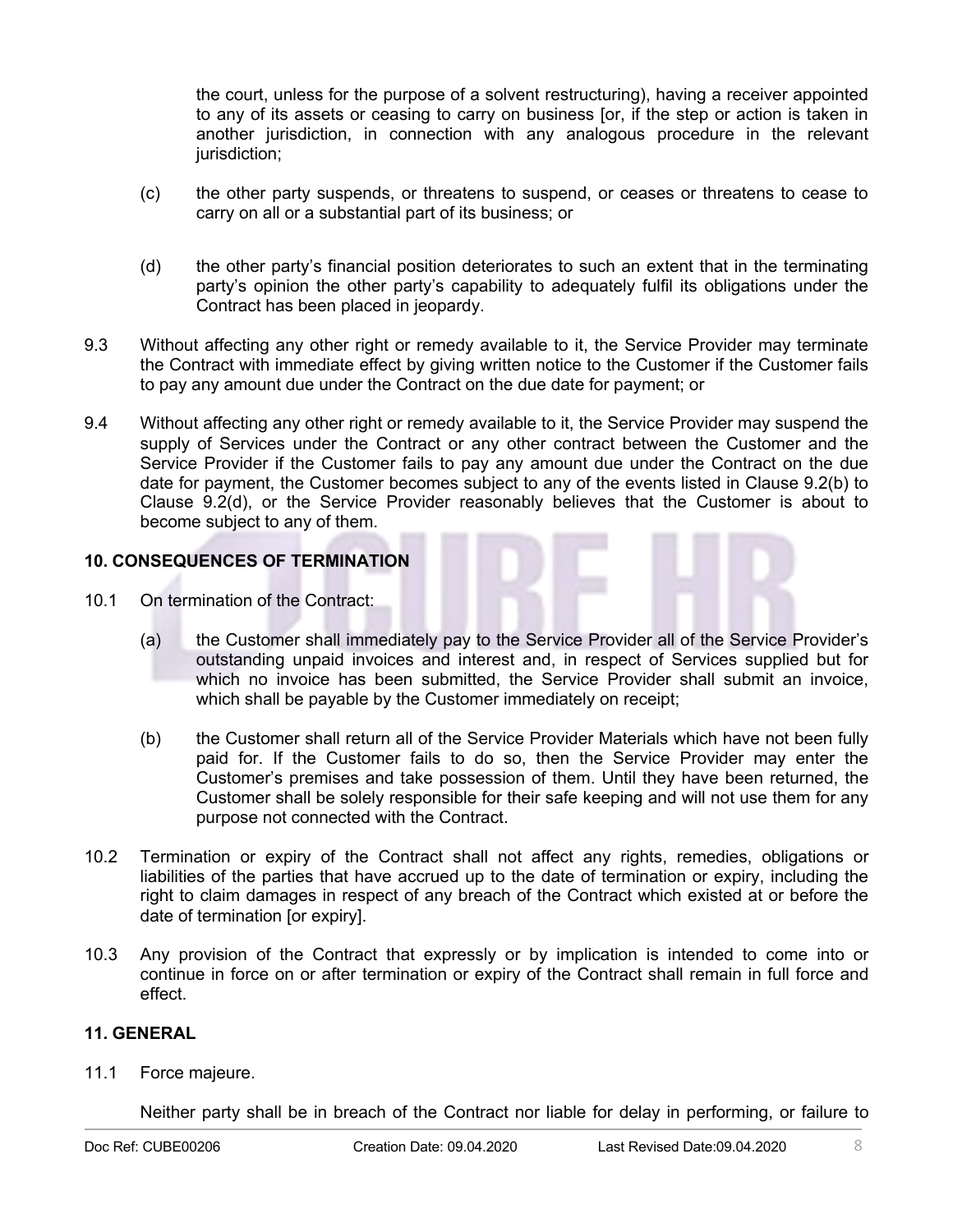the court, unless for the purpose of a solvent restructuring), having a receiver appointed to any of its assets or ceasing to carry on business [or, if the step or action is taken in another jurisdiction, in connection with any analogous procedure in the relevant jurisdiction;

(c) the other party suspends, or threatens to suspend, or ceases or threatens to cease to carry on all or a substantial part of its business; or

(d) the other party's financial position deteriorates to such an extent that in the terminating party's opinion the other party's capability to adequately fulfil its obligations under the Contract has been placed in jeopardy.

9.3 Without affecting any other right or remedy available to it, the Service Provider may terminate the Contract with immediate effect by giving written notice to the Customer if the Customer fails to pay any amount due under the Contract on the due date for payment; or

9.4 Without affecting any other right or remedy available to it, the Service Provider may suspend the supply of Services under the Contract or any other contract between the Customer and the Service Provider if the Customer fails to pay any amount due under the Contract on the due date for payment, the Customer becomes subject to any of the events listed in Clause 9.2(b) to Clause 9.2(d), or the Service Provider reasonably believes that the Customer is about to become subject to any of them.

**10. CONSEQUENCES OF TERMINATION**

10.1 On termination of the Contract:

(a) the Customer shall immediately pay to the Service Provider all of the Service Provider's outstanding unpaid invoices and interest and, in respect of Services supplied but for which no invoice has been submitted, the Service Provider shall submit an invoice, which shall be payable by the Customer immediately on receipt;

(b) the Customer shall return all of the Service Provider Materials which have not been fully paid for. If the Customer fails to do so, then the Service Provider may enter the Customer's premises and take possession of them. Until they have been returned, the Customer shall be solely responsible for their safe keeping and will not use them for any purpose not connected with the Contract.

10.2 Termination or expiry of the Contract shall not affect any rights, remedies, obligations or liabilities of the parties that have accrued up to the date of termination or expiry, including the right to claim damages in respect of any breach of the Contract which existed at or before the date of termination [or expiry].

10.3 Any provision of the Contract that expressly or by implication is intended to come into or continue in force on or after termination or expiry of the Contract shall remain in full force and effect.

**11. GENERAL**

11.1 Force majeure.

Neither party shall be in breach of the Contract nor liable for delay in performing, or failure to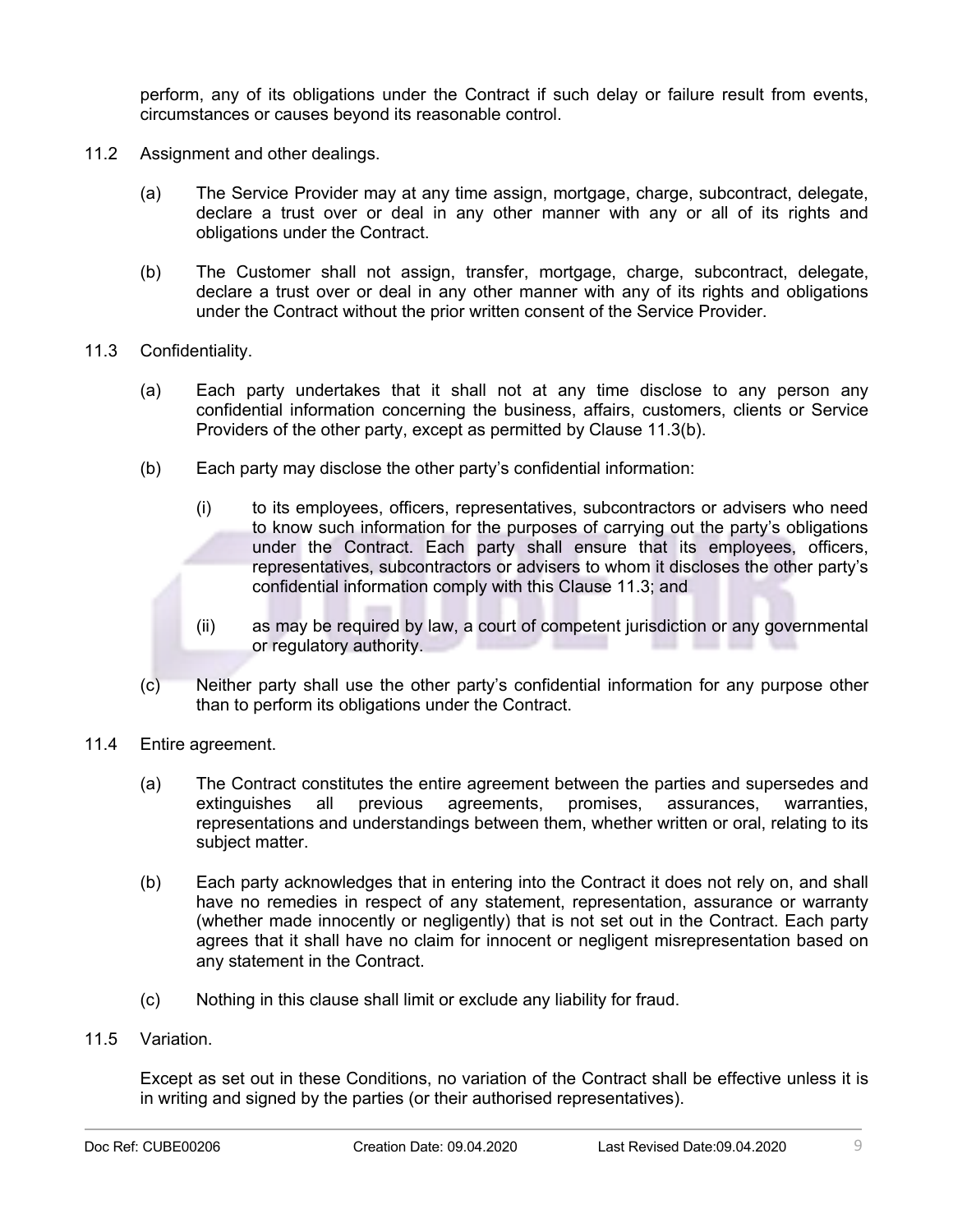perform, any of its obligations under the Contract if such delay or failure result from events, circumstances or causes beyond its reasonable control.

11.2 Assignment and other dealings.

(a) The Service Provider may at any time assign, mortgage, charge, subcontract, delegate, declare a trust over or deal in any other manner with any or all of its rights and obligations under the Contract.

(b) The Customer shall not assign, transfer, mortgage, charge, subcontract, delegate, declare a trust over or deal in any other manner with any of its rights and obligations under the Contract without the prior written consent of the Service Provider.

11.3 Confidentiality.

(a) Each party undertakes that it shall not at any time disclose to any person any confidential information concerning the business, affairs, customers, clients or Service Providers of the other party, except as permitted by Clause 11.3(b).

(b) Each party may disclose the other party's confidential information:

(i) to its employees, officers, representatives, subcontractors or advisers who need to know such information for the purposes of carrying out the party's obligations under the Contract. Each party shall ensure that its employees, officers, representatives, subcontractors or advisers to whom it discloses the other party's confidential information comply with this Clause 11.3; and

(ii) as may be required by law, a court of competent jurisdiction or any governmental or regulatory authority.

(c) Neither party shall use the other party's confidential information for any purpose other than to perform its obligations under the Contract.

11.4 Entire agreement.

(a) The Contract constitutes the entire agreement between the parties and supersedes and extinguishes all previous agreements, promises, assurances, warranties, representations and understandings between them, whether written or oral, relating to its subject matter.

(b) Each party acknowledges that in entering into the Contract it does not rely on, and shall have no remedies in respect of any statement, representation, assurance or warranty (whether made innocently or negligently) that is not set out in the Contract. Each party agrees that it shall have no claim for innocent or negligent misrepresentation based on any statement in the Contract.

(c) Nothing in this clause shall limit or exclude any liability for fraud.

11.5 Variation.

Except as set out in these Conditions, no variation of the Contract shall be effective unless it is in writing and signed by the parties (or their authorised representatives).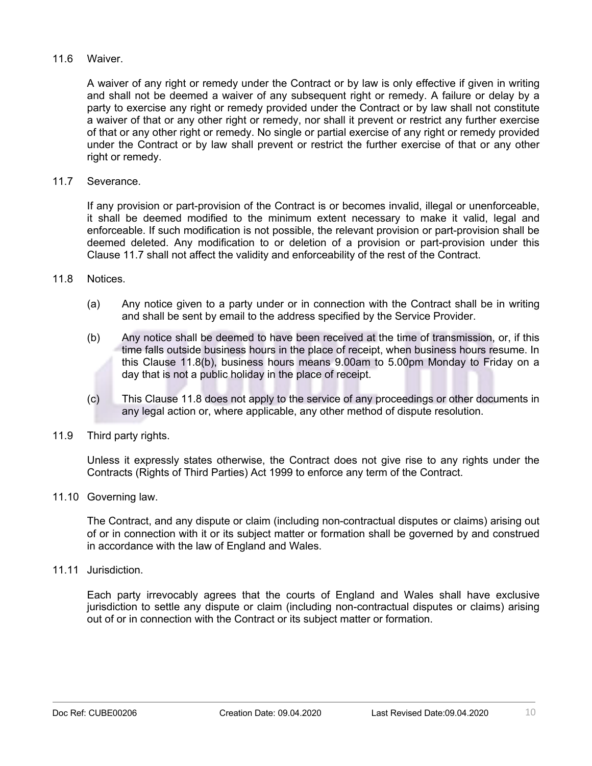11.6 Waiver.

A waiver of any right or remedy under the Contract or by law is only effective if given in writing and shall not be deemed a waiver of any subsequent right or remedy. A failure or delay by a party to exercise any right or remedy provided under the Contract or by law shall not constitute a waiver of that or any other right or remedy, nor shall it prevent or restrict any further exercise of that or any other right or remedy. No single or partial exercise of any right or remedy provided under the Contract or by law shall prevent or restrict the further exercise of that or any other right or remedy.

11.7 Severance.

If any provision or part-provision of the Contract is or becomes invalid, illegal or unenforceable, it shall be deemed modified to the minimum extent necessary to make it valid, legal and enforceable. If such modification is not possible, the relevant provision or part-provision shall be deemed deleted. Any modification to or deletion of a provision or part-provision under this Clause 11.7 shall not affect the validity and enforceability of the rest of the Contract.

11.8 Notices.

(a) Any notice given to a party under or in connection with the Contract shall be in writing and shall be sent by email to the address specified by the Service Provider.

(b) Any notice shall be deemed to have been received at the time of transmission, or, if this time falls outside business hours in the place of receipt, when business hours resume. In this Clause 11.8(b), business hours means 9.00am to 5.00pm Monday to Friday on a day that is not a public holiday in the place of receipt.

(c) This Clause 11.8 does not apply to the service of any proceedings or other documents in any legal action or, where applicable, any other method of dispute resolution.

11.9 Third party rights.

Unless it expressly states otherwise, the Contract does not give rise to any rights under the Contracts (Rights of Third Parties) Act 1999 to enforce any term of the Contract.

11.10 Governing law.

The Contract, and any dispute or claim (including non-contractual disputes or claims) arising out of or in connection with it or its subject matter or formation shall be governed by and construed in accordance with the law of England and Wales.

11.11 Jurisdiction.

Each party irrevocably agrees that the courts of England and Wales shall have exclusive jurisdiction to settle any dispute or claim (including non-contractual disputes or claims) arising out of or in connection with the Contract or its subject matter or formation.